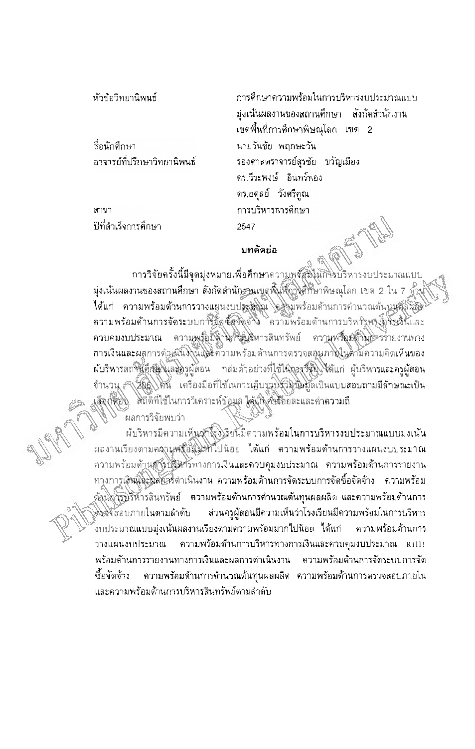| | |
|---|---|
| หัวข้อวิทยานิพนธ์ | การศึกษาความพร้อมในการบริหารงบประมาณแบบมุ่งเน้นผลงานของสถานศึกษา สังกัดสำนักงานเขตพื้นที่การศึกษาพิษณุโลก เขต 2 |
| ชื่อนักศึกษา | นายวันชัย พฤกษะวัน |
| อาจารย์ที่ปรึกษาวิทยานิพนธ์ | รองศาสตราจารย์สุรชัย ขวัญเมือง<br>ดร.วีระพงษ์ อินทร์ทอง<br>ดร.อดุลย์ วังศรีคูณ |
| สาขา | การบริหารการศึกษา |
| ปีที่สำเร็จการศึกษา | 2547 |

## บทคัดย่อ

การวิจัยครั้งนี้มีจุดมุ่งหมายเพื่อศึกษาความพร้อมในการบริหารงบประมาณแบบมุ่งเน้นผลงานของสถานศึกษา สังกัดสำนักงานเขตพื้นที่การศึกษาพิษณุโลก เขต 2 ใน 7 ด้าน ได้แก่ ความพร้อมด้านการวางแผนงบประมาณ ความพร้อมด้านการคำนวณต้นทุนผลผลิต ความพร้อมด้านการจัดระบบการจัดซื้อจัดจ้าง ความพร้อมด้านการบริหารทางการเงินและควบคุมงบประมาณ ความพร้อมด้านการบริหารสินทรัพย์ ความพร้อมด้านการรายงานทางการเงินและผลการดำเนินงานและความพร้อมด้านการตรวจสอบภายในตามความคิดเห็นของผู้บริหารสถานศึกษาและครูผู้สอน กลุ่มตัวอย่างที่ใช้ในการวิจัย ได้แก่ ผู้บริหารและครูผู้สอนจำนวน 266 คน เครื่องมือที่ใช้ในการเก็บรวบรวมข้อมูลเป็นแบบสอบถามมีลักษณะเป็นเลือกตอบ สถิติที่ใช้ในการวิเคราะห์ข้อมูล ได้แก่ ค่าร้อยละและค่าความถี่

ผลการวิจัยพบว่า

ผู้บริหารมีความเห็นว่าโรงเรียนมีความพร้อมในการบริหารงบประมาณแบบมุ่งเน้นผลงานเรียงตามความพร้อมมากไปน้อย ได้แก่ ความพร้อมด้านการวางแผนงบประมาณ ความพร้อมด้านการบริหารทางการเงินและควบคุมงบประมาณ ความพร้อมด้านการรายงานทางการเงินและผลการดำเนินงาน ความพร้อมด้านการจัดระบบการจัดซื้อจัดจ้าง ความพร้อมด้านการบริหารสินทรัพย์ ความพร้อมด้านการคำนวณต้นทุนผลผลิต และความพร้อมด้านการตรวจสอบภายในตามลำดับ ส่วนครูผู้สอนมีความเห็นว่าโรงเรียนมีความพร้อมในการบริหารงบประมาณแบบมุ่งเน้นผลงานเรียงตามความพร้อมมากไปน้อย ได้แก่ ความพร้อมด้านการวางแผนงบประมาณ ความพร้อมด้านการบริหารทางการเงินและควบคุมงบประมาณ Rill! พร้อมด้านการรายงานทางการเงินและผลการดำเนินงาน ความพร้อมด้านการจัดระบบการจัดซื้อจัดจ้าง ความพร้อมด้านการคำนวณต้นทุนผลผลิต ความพร้อมด้านการตรวจสอบภายใน และความพร้อมด้านการบริหารสินทรัพย์ตามลำดับ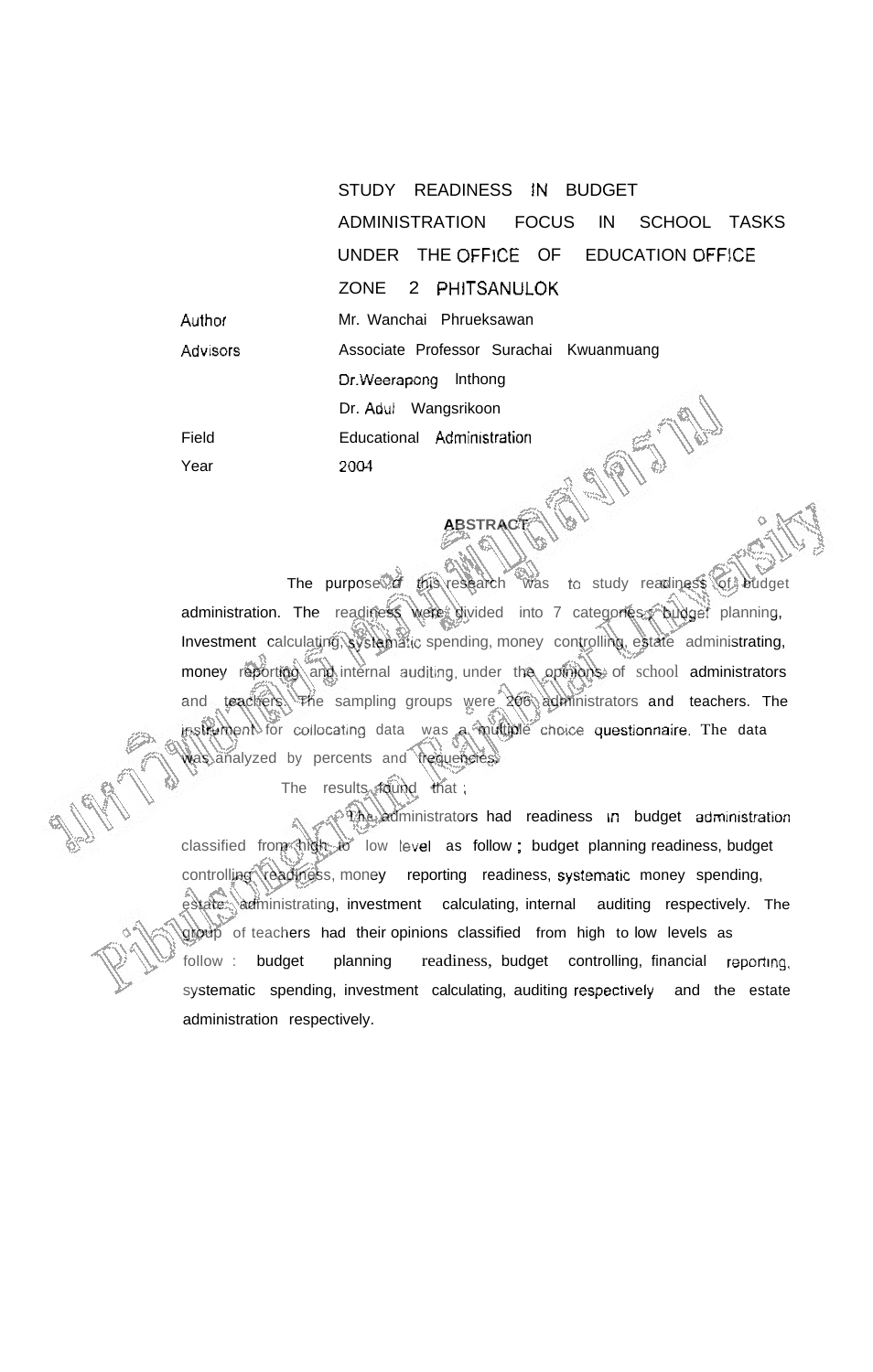STUDY READINESS IN BUDGET ADMINISTRATION FOCUS IN SCHOOL TASKS UNDER THE OFFICE OF EDUCATION OFFICE ZONE 2 PHITSANULOK

| | |
|---|---|
| Author | Mr. Wanchai Phrueksawan |
| Advisors | Associate Professor Surachai Kwuanmuang |
| | Dr.Weerapong Inthong |
| | Dr. Adul Wangsrikoon |
| Field | Educational Administration |
| Year | 2004 |

## ABSTRACT

The purpose of this research was to study readiness of budget administration. The readiness were divided into 7 categories ; budget planning, Investment calculating, systematic spending, money controlling, estate administrating, money reporting and internal auditing, under the opinions of school administrators and teachers. The sampling groups were 206 administrators and teachers. The instrument for collocating data was a multiple choice questionnaire. The data was analyzed by percents and frequencies.

The results found that ;

The administrators had readiness in budget administration classified from high to low level as follow ; budget planning readiness, budget controlling readiness, money reporting readiness, systematic money spending, estate administrating, investment calculating, internal auditing respectively. The group of teachers had their opinions classified from high to low levels as follow : budget planning readiness, budget controlling, financial reporting, systematic spending, investment calculating, auditing respectively and the estate administration respectively.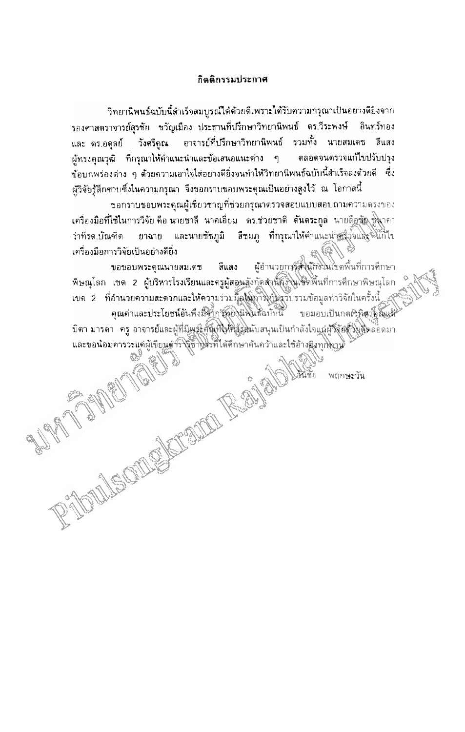# กิตติกรรมประกาศ

วิทยานิพนธ์ฉบับนี้สำเร็จสมบูรณ์ได้ด้วยดีเพราะได้รับความกรุณาเป็นอย่างดียิ่งจาก รองศาสตราจารย์สุรชัย ขวัญเมือง ประธานที่ปรึกษาวิทยานิพนธ์ ดร.วีระพงษ์ อินทร์ทอง และ ดร.อดุลย์ วังศรีคูณ อาจารย์ที่ปรึกษาวิทยานิพนธ์ รวมทั้ง นายสมเดช สีแสง ผู้ทรงคุณวุฒิ ที่กรุณาให้คำแนะนำและข้อเสนอแนะต่าง ๆ ตลอดจนตรวจแก้ไขปรับปรุงข้อบกพร่องต่าง ๆ ด้วยความเอาใจใส่อย่างดียิ่งจนทำให้วิทยานิพนธ์ฉบับนี้สำเร็จลงด้วยดี ซึ่งผู้วิจัยรู้สึกซาบซึ้งในความกรุณา จึงขอกราบขอบพระคุณเป็นอย่างสูงไว้ ณ โอกาสนี้

ขอกราบขอบพระคุณผู้เชี่ยวชาญที่ช่วยกรุณาตรวจสอบแบบสอบถามความตรงของเครื่องมือที่ใช้ในการวิจัย คือ นายชาลี นาคเอี่ยม ดร.ช่วยชาติ ต้นตระกูล นายลือชัย ชุนาคา ว่าที่รต.บัณฑิต ยาฉาย และนายชัชภูมิ สีชมภู ที่กรุณาให้คำแนะนำตรวจและแก้ไขเครื่องมือการวิจัยเป็นอย่างดียิ่ง

ขอขอบพระคุณนายสมเดช สีแสง ผู้อำนวยการสำนักงานเขตพื้นที่การศึกษาพิษณุโลก เขต 2 ผู้บริหารโรงเรียนและครูผู้สอนสังกัดสำนักงานเขตพื้นที่การศึกษาพิษณุโลก เขต 2 ที่อำนวยความสะดวกและให้ความร่วมมือในการเก็บรวบรวมข้อมูลทำวิจัยในครั้งนี้

คุณค่าและประโยชน์อันพึงมีจากวิทยานิพนธ์ฉบับนี้ ขอมอบเป็นกตเวทิตาคุณแด่ บิดา มารดา ครู อาจารย์และผู้ที่มีพระคุณที่ให้การสนับสนุนเป็นกำลังใจแก่ผู้วิจัยด้วยดีตลอดมา และขอน้อมคารวะแด่ผู้เขียนตำราวิชาการที่ได้ศึกษาค้นคว้าและใช้อ้างอิงทุกท่าน

วันชัย พฤกษะวัน